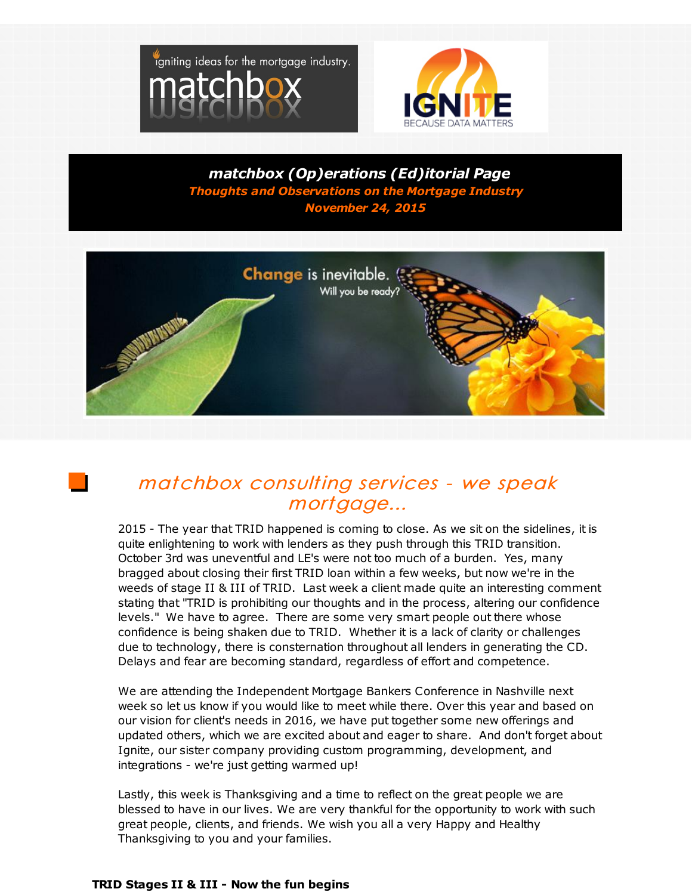**matchbox (Op)erations (Ed)itorial Page**

***Thoughts and Observations on the Mortgage Industry***

***November 24, 2015***

## *matchbox consulting services - we speak mortgage...*

2015 - The year that TRID happened is coming to close. As we sit on the sidelines, it is quite enlightening to work with lenders as they push through this TRID transition. October 3rd was uneventful and LE's were not too much of a burden. Yes, many bragged about closing their first TRID loan within a few weeks, but now we're in the weeds of stage II & III of TRID. Last week a client made quite an interesting comment stating that "TRID is prohibiting our thoughts and in the process, altering our confidence levels." We have to agree. There are some very smart people out there whose confidence is being shaken due to TRID. Whether it is a lack of clarity or challenges due to technology, there is consternation throughout all lenders in generating the CD. Delays and fear are becoming standard, regardless of effort and competence.

We are attending the Independent Mortgage Bankers Conference in Nashville next week so let us know if you would like to meet while there. Over this year and based on our vision for client's needs in 2016, we have put together some new offerings and updated others, which we are excited about and eager to share. And don't forget about Ignite, our sister company providing custom programming, development, and integrations - we're just getting warmed up!

Lastly, this week is Thanksgiving and a time to reflect on the great people we are blessed to have in our lives. We are very thankful for the opportunity to work with such great people, clients, and friends. We wish you all a very Happy and Healthy Thanksgiving to you and your families.

**TRID Stages II & III - Now the fun begins**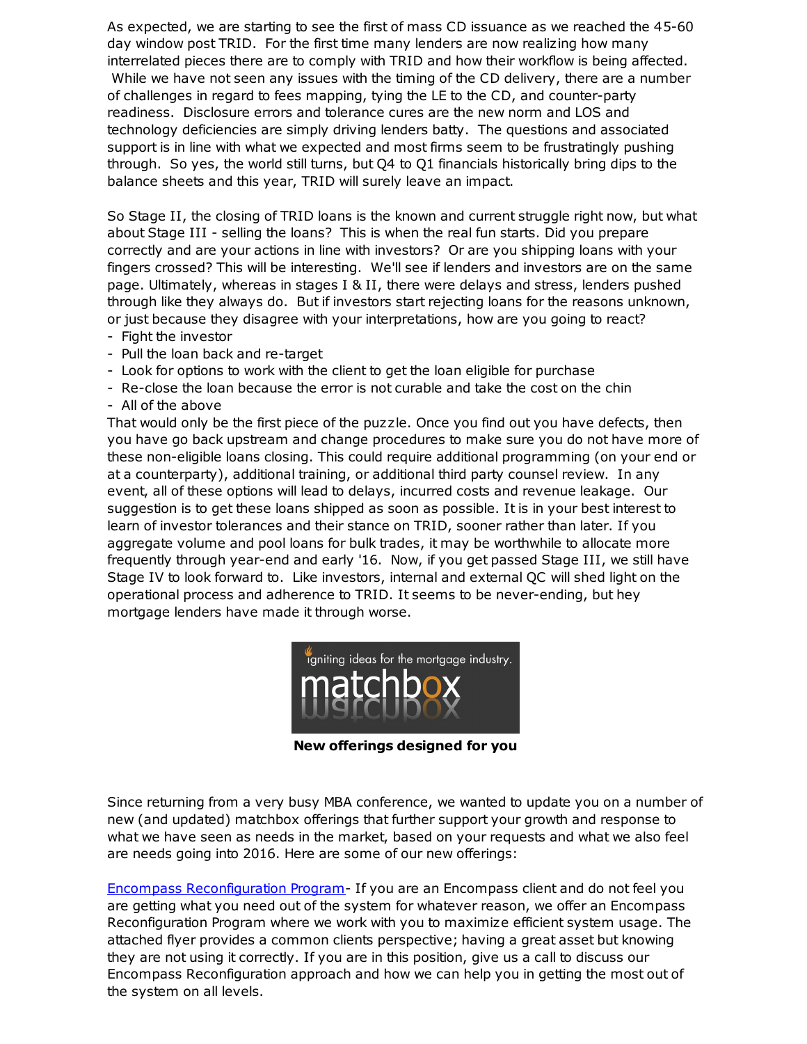As expected, we are starting to see the first of mass CD issuance as we reached the 45-60 day window post TRID. For the first time many lenders are now realizing how many interrelated pieces there are to comply with TRID and how their workflow is being affected. While we have not seen any issues with the timing of the CD delivery, there are a number of challenges in regard to fees mapping, tying the LE to the CD, and counter-party readiness. Disclosure errors and tolerance cures are the new norm and LOS and technology deficiencies are simply driving lenders batty. The questions and associated support is in line with what we expected and most firms seem to be frustratingly pushing through. So yes, the world still turns, but Q4 to Q1 financials historically bring dips to the balance sheets and this year, TRID will surely leave an impact.

So Stage II, the closing of TRID loans is the known and current struggle right now, but what about Stage III - selling the loans? This is when the real fun starts. Did you prepare correctly and are your actions in line with investors? Or are you shipping loans with your fingers crossed? This will be interesting. We'll see if lenders and investors are on the same page. Ultimately, whereas in stages I & II, there were delays and stress, lenders pushed through like they always do. But if investors start rejecting loans for the reasons unknown, or just because they disagree with your interpretations, how are you going to react?

- Fight the investor
- Pull the loan back and re-target
- Look for options to work with the client to get the loan eligible for purchase
- Re-close the loan because the error is not curable and take the cost on the chin
- All of the above

That would only be the first piece of the puzzle. Once you find out you have defects, then you have go back upstream and change procedures to make sure you do not have more of these non-eligible loans closing. This could require additional programming (on your end or at a counterparty), additional training, or additional third party counsel review. In any event, all of these options will lead to delays, incurred costs and revenue leakage. Our suggestion is to get these loans shipped as soon as possible. It is in your best interest to learn of investor tolerances and their stance on TRID, sooner rather than later. If you aggregate volume and pool loans for bulk trades, it may be worthwhile to allocate more frequently through year-end and early '16. Now, if you get passed Stage III, we still have Stage IV to look forward to. Like investors, internal and external QC will shed light on the operational process and adherence to TRID. It seems to be never-ending, but hey mortgage lenders have made it through worse.

igniting ideas for the mortgage industry.
matchbox

**New offerings designed for you**

Since returning from a very busy MBA conference, we wanted to update you on a number of new (and updated) matchbox offerings that further support your growth and response to what we have seen as needs in the market, based on your requests and what we also feel are needs going into 2016. Here are some of our new offerings:

Encompass Reconfiguration Program- If you are an Encompass client and do not feel you are getting what you need out of the system for whatever reason, we offer an Encompass Reconfiguration Program where we work with you to maximize efficient system usage. The attached flyer provides a common clients perspective; having a great asset but knowing they are not using it correctly. If you are in this position, give us a call to discuss our Encompass Reconfiguration approach and how we can help you in getting the most out of the system on all levels.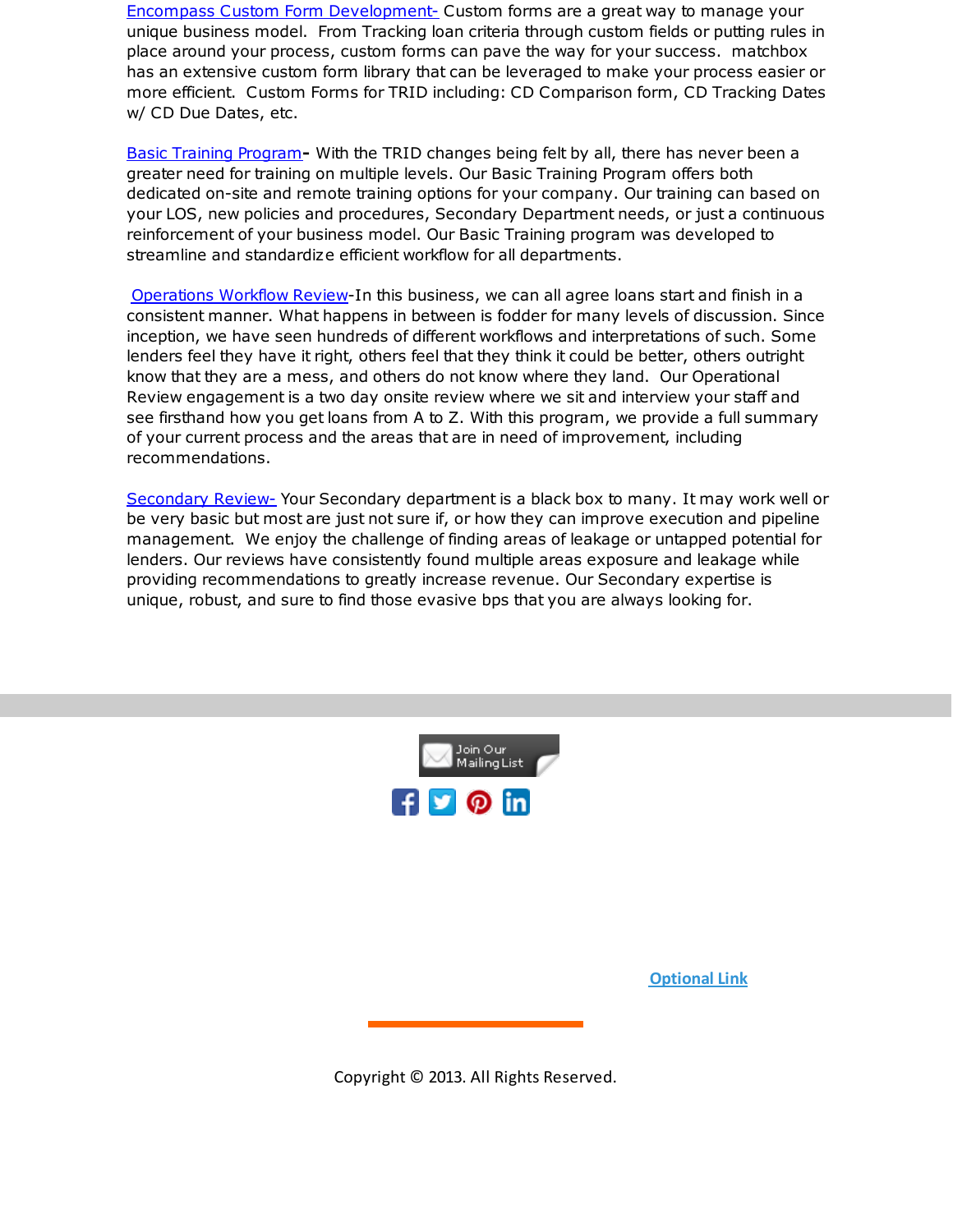Encompass Custom Form Development- Custom forms are a great way to manage your unique business model. From Tracking loan criteria through custom fields or putting rules in place around your process, custom forms can pave the way for your success. matchbox has an extensive custom form library that can be leveraged to make your process easier or more efficient. Custom Forms for TRID including: CD Comparison form, CD Tracking Dates w/ CD Due Dates, etc.

Basic Training Program- With the TRID changes being felt by all, there has never been a greater need for training on multiple levels. Our Basic Training Program offers both dedicated on-site and remote training options for your company. Our training can based on your LOS, new policies and procedures, Secondary Department needs, or just a continuous reinforcement of your business model. Our Basic Training program was developed to streamline and standardize efficient workflow for all departments.

Operations Workflow Review-In this business, we can all agree loans start and finish in a consistent manner. What happens in between is fodder for many levels of discussion. Since inception, we have seen hundreds of different workflows and interpretations of such. Some lenders feel they have it right, others feel that they think it could be better, others outright know that they are a mess, and others do not know where they land. Our Operational Review engagement is a two day onsite review where we sit and interview your staff and see firsthand how you get loans from A to Z. With this program, we provide a full summary of your current process and the areas that are in need of improvement, including recommendations.

Secondary Review- Your Secondary department is a black box to many. It may work well or be very basic but most are just not sure if, or how they can improve execution and pipeline management. We enjoy the challenge of finding areas of leakage or untapped potential for lenders. Our reviews have consistently found multiple areas exposure and leakage while providing recommendations to greatly increase revenue. Our Secondary expertise is unique, robust, and sure to find those evasive bps that you are always looking for.

Join Our Mailing List

Optional Link

Copyright © 2013. All Rights Reserved.